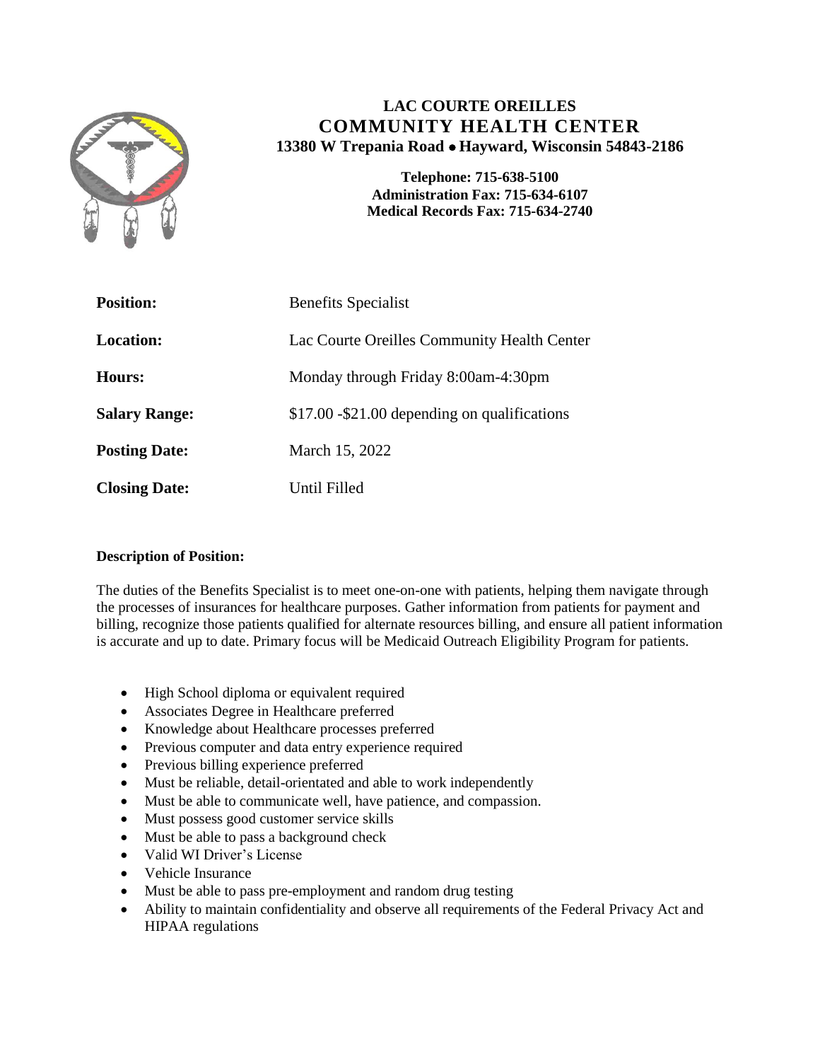# LAC COURTE OREILLES
## COMMUNITY HEALTH CENTER

**13380 W Trepania Road • Hayward, Wisconsin 54843-2186**

**Telephone: 715-638-5100**
**Administration Fax: 715-634-6107**
**Medical Records Fax: 715-634-2740**

| | |
|---|---|
| **Position:** | Benefits Specialist |
| **Location:** | Lac Courte Oreilles Community Health Center |
| **Hours:** | Monday through Friday 8:00am-4:30pm |
| **Salary Range:** | $17.00 -$21.00 depending on qualifications |
| **Posting Date:** | March 15, 2022 |
| **Closing Date:** | Until Filled |

**Description of Position:**

The duties of the Benefits Specialist is to meet one-on-one with patients, helping them navigate through the processes of insurances for healthcare purposes. Gather information from patients for payment and billing, recognize those patients qualified for alternate resources billing, and ensure all patient information is accurate and up to date. Primary focus will be Medicaid Outreach Eligibility Program for patients.

- High School diploma or equivalent required
- Associates Degree in Healthcare preferred
- Knowledge about Healthcare processes preferred
- Previous computer and data entry experience required
- Previous billing experience preferred
- Must be reliable, detail-orientated and able to work independently
- Must be able to communicate well, have patience, and compassion.
- Must possess good customer service skills
- Must be able to pass a background check
- Valid WI Driver's License
- Vehicle Insurance
- Must be able to pass pre-employment and random drug testing
- Ability to maintain confidentiality and observe all requirements of the Federal Privacy Act and HIPAA regulations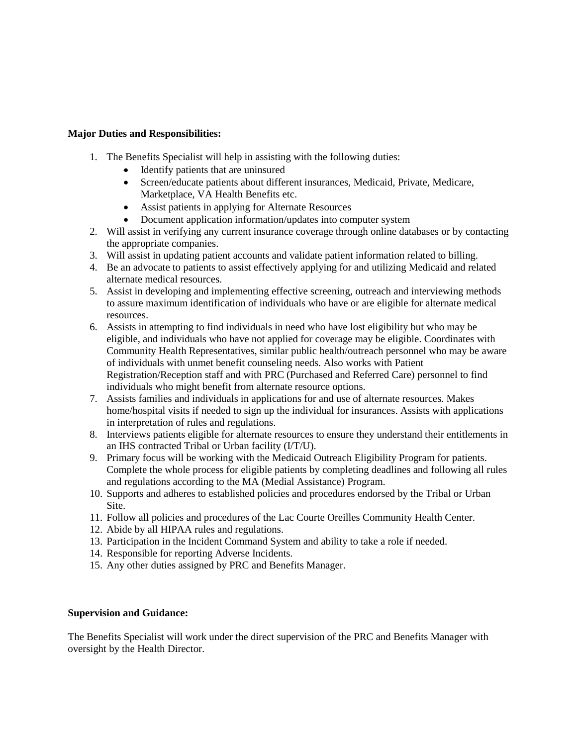**Major Duties and Responsibilities:**

1. The Benefits Specialist will help in assisting with the following duties:
   - Identify patients that are uninsured
   - Screen/educate patients about different insurances, Medicaid, Private, Medicare, Marketplace, VA Health Benefits etc.
   - Assist patients in applying for Alternate Resources
   - Document application information/updates into computer system
2. Will assist in verifying any current insurance coverage through online databases or by contacting the appropriate companies.
3. Will assist in updating patient accounts and validate patient information related to billing.
4. Be an advocate to patients to assist effectively applying for and utilizing Medicaid and related alternate medical resources.
5. Assist in developing and implementing effective screening, outreach and interviewing methods to assure maximum identification of individuals who have or are eligible for alternate medical resources.
6. Assists in attempting to find individuals in need who have lost eligibility but who may be eligible, and individuals who have not applied for coverage may be eligible. Coordinates with Community Health Representatives, similar public health/outreach personnel who may be aware of individuals with unmet benefit counseling needs. Also works with Patient Registration/Reception staff and with PRC (Purchased and Referred Care) personnel to find individuals who might benefit from alternate resource options.
7. Assists families and individuals in applications for and use of alternate resources. Makes home/hospital visits if needed to sign up the individual for insurances. Assists with applications in interpretation of rules and regulations.
8. Interviews patients eligible for alternate resources to ensure they understand their entitlements in an IHS contracted Tribal or Urban facility (I/T/U).
9. Primary focus will be working with the Medicaid Outreach Eligibility Program for patients. Complete the whole process for eligible patients by completing deadlines and following all rules and regulations according to the MA (Medial Assistance) Program.
10. Supports and adheres to established policies and procedures endorsed by the Tribal or Urban Site.
11. Follow all policies and procedures of the Lac Courte Oreilles Community Health Center.
12. Abide by all HIPAA rules and regulations.
13. Participation in the Incident Command System and ability to take a role if needed.
14. Responsible for reporting Adverse Incidents.
15. Any other duties assigned by PRC and Benefits Manager.

**Supervision and Guidance:**

The Benefits Specialist will work under the direct supervision of the PRC and Benefits Manager with oversight by the Health Director.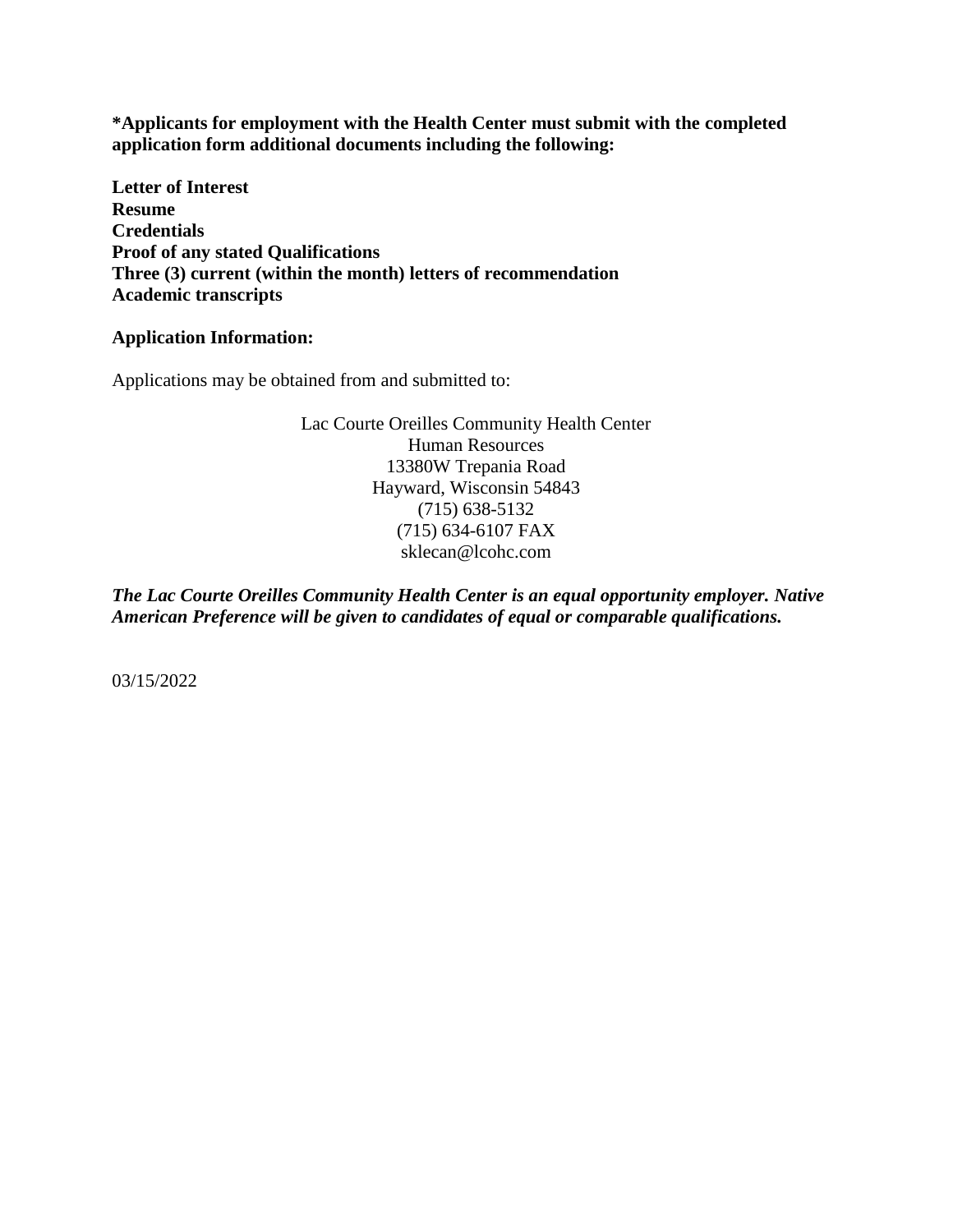**\*Applicants for employment with the Health Center must submit with the completed application form additional documents including the following:**

**Letter of Interest**
**Resume**
**Credentials**
**Proof of any stated Qualifications**
**Three (3) current (within the month) letters of recommendation**
**Academic transcripts**

**Application Information:**

Applications may be obtained from and submitted to:

Lac Courte Oreilles Community Health Center
Human Resources
13380W Trepania Road
Hayward, Wisconsin 54843
(715) 638-5132
(715) 634-6107 FAX
sklecan@lcohc.com

***The Lac Courte Oreilles Community Health Center is an equal opportunity employer. Native American Preference will be given to candidates of equal or comparable qualifications.***

03/15/2022